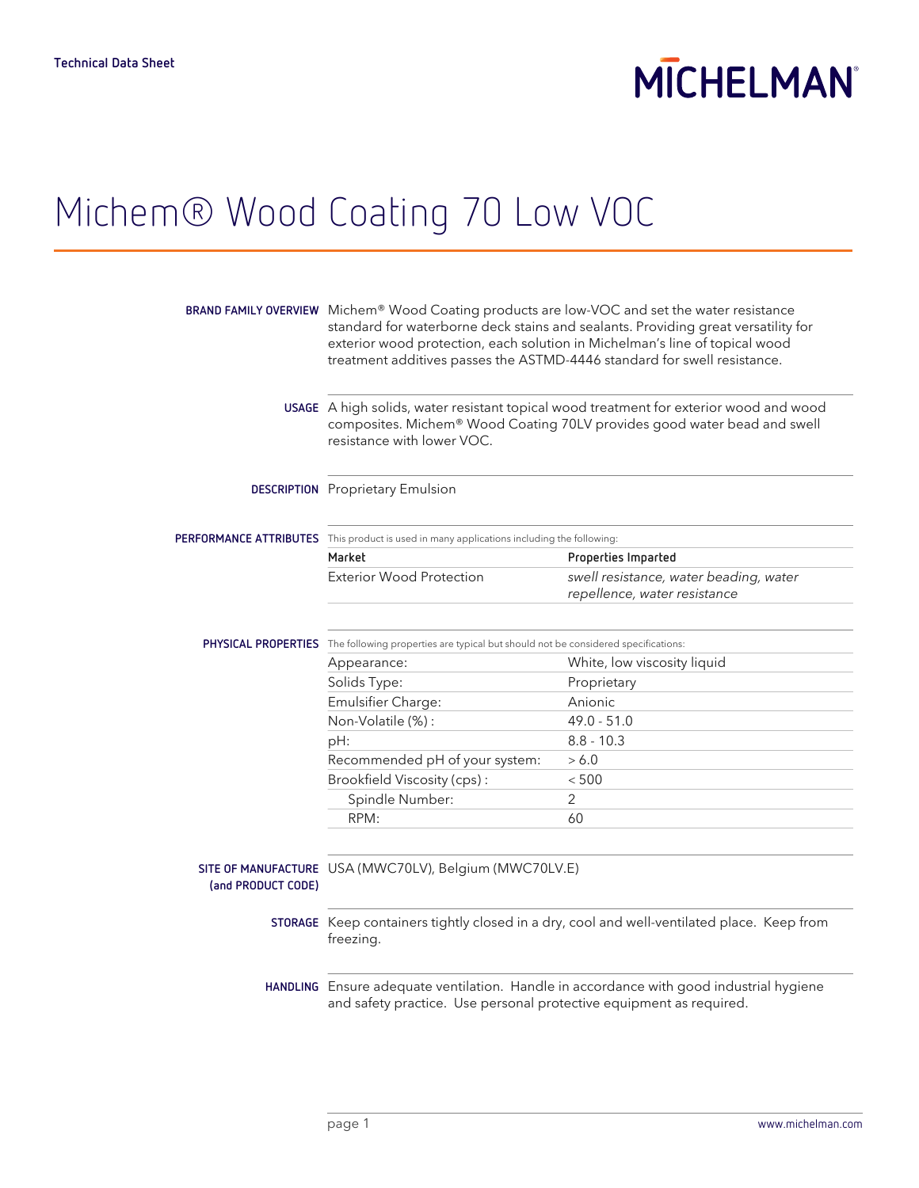Technical Data Sheet

# Michem® Wood Coating 70 Low VOC

**BRAND FAMILY OVERVIEW** Michem® Wood Coating products are low-VOC and set the water resistance standard for waterborne deck stains and sealants. Providing great versatility for exterior wood protection, each solution in Michelman's line of topical wood treatment additives passes the ASTMD-4446 standard for swell resistance.

**USAGE** A high solids, water resistant topical wood treatment for exterior wood and wood composites. Michem® Wood Coating 70LV provides good water bead and swell resistance with lower VOC.

**DESCRIPTION** Proprietary Emulsion

**PERFORMANCE ATTRIBUTES** This product is used in many applications including the following:

| Market | Properties Imparted |
|---|---|
| Exterior Wood Protection | *swell resistance, water beading, water repellence, water resistance* |

**PHYSICAL PROPERTIES** The following properties are typical but should not be considered specifications:

| Property | Value |
|---|---|
| Appearance: | White, low viscosity liquid |
| Solids Type: | Proprietary |
| Emulsifier Charge: | Anionic |
| Non-Volatile (%) : | 49.0 - 51.0 |
| pH: | 8.8 - 10.3 |
| Recommended pH of your system: | > 6.0 |
| Brookfield Viscosity (cps) : | < 500 |
| Spindle Number: | 2 |
| RPM: | 60 |

**SITE OF MANUFACTURE (and PRODUCT CODE)** USA (MWC70LV), Belgium (MWC70LV.E)

**STORAGE** Keep containers tightly closed in a dry, cool and well-ventilated place. Keep from freezing.

**HANDLING** Ensure adequate ventilation. Handle in accordance with good industrial hygiene and safety practice. Use personal protective equipment as required.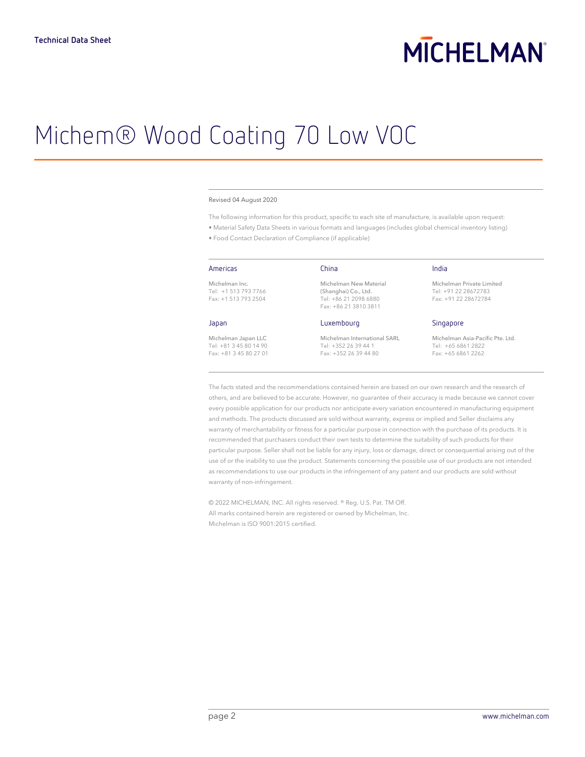# Michem® Wood Coating 70 Low VOC

Revised 04 August 2020

The following information for this product, specific to each site of manufacture, is available upon request:

- Material Safety Data Sheets in various formats and languages (includes global chemical inventory listing)
- Food Contact Declaration of Compliance (if applicable)

### Americas

Michelman Inc.
Tel: +1 513 793 7766
Fax: +1 513 793 2504

### China

Michelman New Material (Shanghai) Co., Ltd.
Tel: +86 21 2098 6880
Fax: +86 21 3810 3811

### India

Michelman Private Limited
Tel: +91 22 28672783
Fax: +91 22 28672784

### Japan

Michelman Japan LLC
Tel: +81 3 45 80 14 90
Fax: +81 3 45 80 27 01

### Luxembourg

Michelman International SARL
Tel: +352 26 39 44 1
Fax: +352 26 39 44 80

### Singapore

Michelman Asia-Pacific Pte. Ltd.
Tel: +65 6861 2822
Fax: +65 6861 2262

The facts stated and the recommendations contained herein are based on our own research and the research of others, and are believed to be accurate. However, no guarantee of their accuracy is made because we cannot cover every possible application for our products nor anticipate every variation encountered in manufacturing equipment and methods. The products discussed are sold without warranty, express or implied and Seller disclaims any warranty of merchantability or fitness for a particular purpose in connection with the purchase of its products. It is recommended that purchasers conduct their own tests to determine the suitability of such products for their particular purpose. Seller shall not be liable for any injury, loss or damage, direct or consequential arising out of the use of or the inability to use the product. Statements concerning the possible use of our products are not intended as recommendations to use our products in the infringement of any patent and our products are sold without warranty of non-infringement.

© 2022 MICHELMAN, INC. All rights reserved. ® Reg. U.S. Pat. TM Off.
All marks contained herein are registered or owned by Michelman, Inc.
Michelman is ISO 9001:2015 certified.